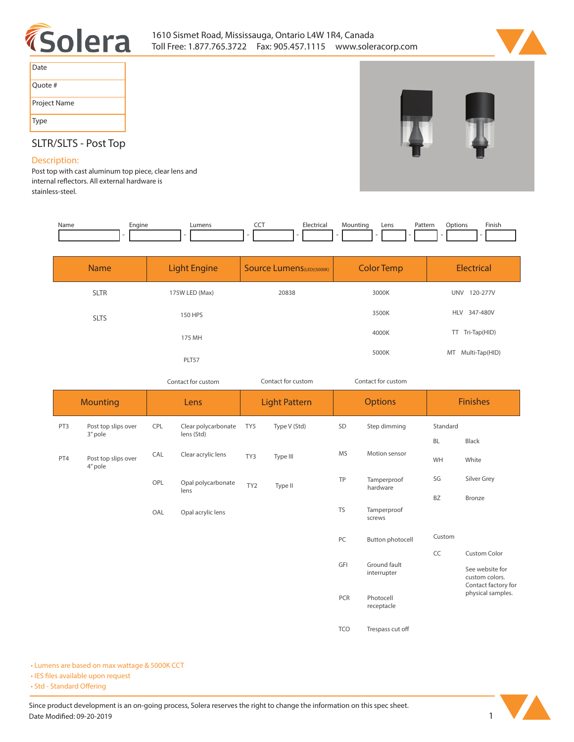Solera

1610 Sismet Road, Mississauga, Ontario L4W 1R4, Canada
Toll Free: 1.877.765.3722 Fax: 905.457.1115 www.soleracorp.com

| Date | |
|---|---|
| Quote # | |
| Project Name | |
| Type | |

# SLTR/SLTS - Post Top

## Description:

Post top with cast aluminum top piece, clear lens and internal reflectors. All external hardware is stainless-steel.

| Name | Engine | Lumens | CCT | Electrical | Mounting | Lens | Pattern | Options | Finish |
|---|---|---|---|---|---|---|---|---|---|
| | - | - | - | - | - | - | - | - | - |

| Name | Light Engine | Source Lumens (LED)(5000K) | Color Temp | Electrical |
|---|---|---|---|---|
| SLTR | 175W LED (Max) | 20838 | 3000K | UNV 120-277V |
| SLTS | 150 HPS | | 3500K | HLV 347-480V |
| | 175 MH | | 4000K | TT Tri-Tap(HID) |
| | PLT57 | | 5000K | MT Multi-Tap(HID) |
| | Contact for custom | Contact for custom | Contact for custom | |

| Mounting | | Lens | | Light Pattern | | Options | | Finishes | |
|---|---|---|---|---|---|---|---|---|---|
| PT3 | Post top slips over 3" pole | CPL | Clear polycarbonate lens (Std) | TY5 | Type V (Std) | SD | Step dimming | Standard | |
| PT4 | Post top slips over 4" pole | CAL | Clear acrylic lens | TY3 | Type III | MS | Motion sensor | BL | Black |
| | | OPL | Opal polycarbonate lens | TY2 | Type II | TP | Tamperproof hardware | WH | White |
| | | OAL | Opal acrylic lens | | | TS | Tamperproof screws | SG | Silver Grey |
| | | | | | | PC | Button photocell | BZ | Bronze |
| | | | | | | GFI | Ground fault interrupter | Custom | |
| | | | | | | PCR | Photocell receptacle | CC | Custom Color |
| | | | | | | TCO | Trespass cut off | | See website for custom colors. Contact factory for physical samples. |

- Lumens are based on max wattage & 5000K CCT
- IES files available upon request
- Std - Standard Offering

Since product development is an on-going process, Solera reserves the right to change the information on this spec sheet.
Date Modified: 09-20-2019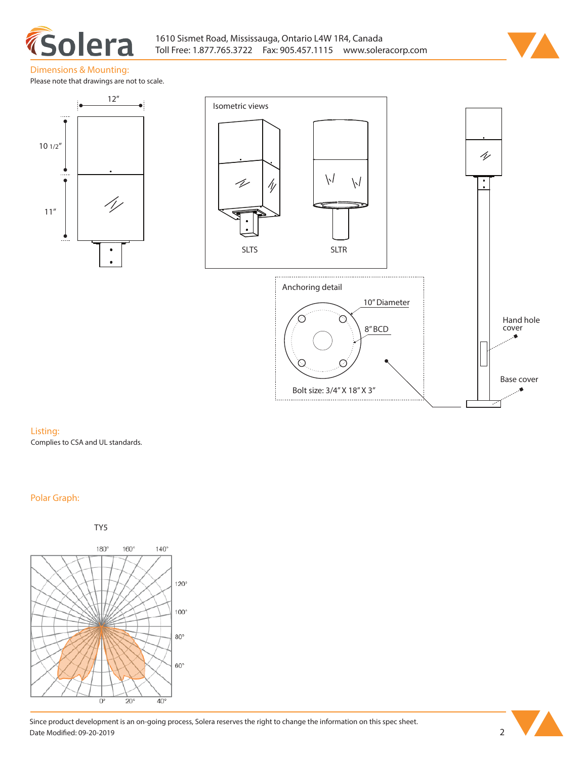Solera

1610 Sismet Road, Mississauga, Ontario L4W 1R4, Canada
Toll Free: 1.877.765.3722 Fax: 905.457.1115 www.soleracorp.com

## Dimensions & Mounting:

Please note that drawings are not to scale.

12″

10 1/2″

11″

Isometric views

SLTS

SLTR

Anchoring detail

10″ Diameter

8″ BCD

Bolt size: 3/4″ X 18″ X 3″

Hand hole cover

Base cover

## Listing:

Complies to CSA and UL standards.

## Polar Graph:

TY5

180° 160° 140°

120°

100°

80°

60°

0° 20° 40°

Since product development is an on-going process, Solera reserves the right to change the information on this spec sheet.
Date Modified: 09-20-2019